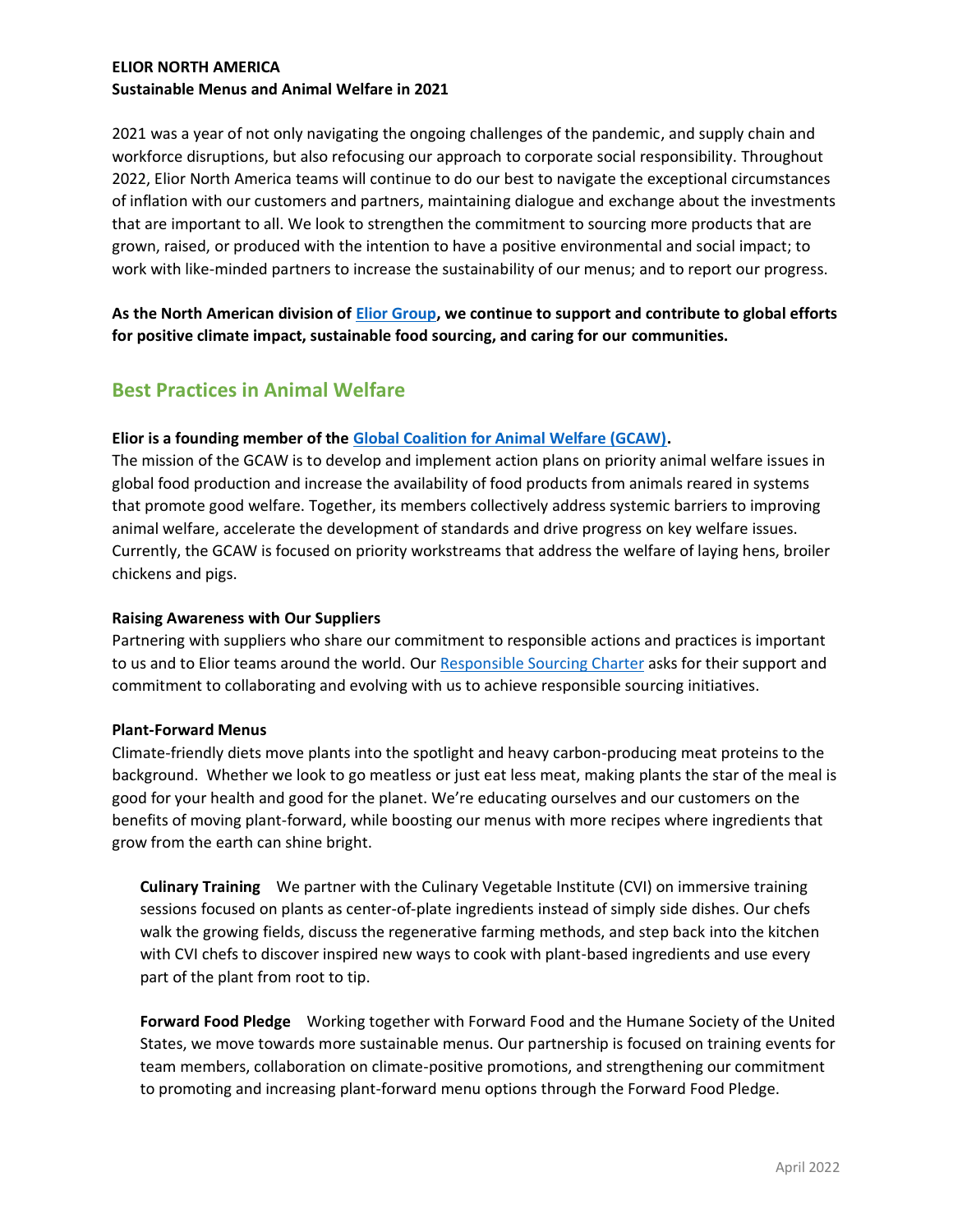**ELIOR NORTH AMERICA**
**Sustainable Menus and Animal Welfare in 2021**

2021 was a year of not only navigating the ongoing challenges of the pandemic, and supply chain and workforce disruptions, but also refocusing our approach to corporate social responsibility. Throughout 2022, Elior North America teams will continue to do our best to navigate the exceptional circumstances of inflation with our customers and partners, maintaining dialogue and exchange about the investments that are important to all. We look to strengthen the commitment to sourcing more products that are grown, raised, or produced with the intention to have a positive environmental and social impact; to work with like-minded partners to increase the sustainability of our menus; and to report our progress.

**As the North American division of Elior Group, we continue to support and contribute to global efforts for positive climate impact, sustainable food sourcing, and caring for our communities.**

## Best Practices in Animal Welfare

**Elior is a founding member of the Global Coalition for Animal Welfare (GCAW).**
The mission of the GCAW is to develop and implement action plans on priority animal welfare issues in global food production and increase the availability of food products from animals reared in systems that promote good welfare. Together, its members collectively address systemic barriers to improving animal welfare, accelerate the development of standards and drive progress on key welfare issues. Currently, the GCAW is focused on priority workstreams that address the welfare of laying hens, broiler chickens and pigs.

**Raising Awareness with Our Suppliers**
Partnering with suppliers who share our commitment to responsible actions and practices is important to us and to Elior teams around the world. Our Responsible Sourcing Charter asks for their support and commitment to collaborating and evolving with us to achieve responsible sourcing initiatives.

**Plant-Forward Menus**
Climate-friendly diets move plants into the spotlight and heavy carbon-producing meat proteins to the background. Whether we look to go meatless or just eat less meat, making plants the star of the meal is good for your health and good for the planet. We're educating ourselves and our customers on the benefits of moving plant-forward, while boosting our menus with more recipes where ingredients that grow from the earth can shine bright.

**Culinary Training** We partner with the Culinary Vegetable Institute (CVI) on immersive training sessions focused on plants as center-of-plate ingredients instead of simply side dishes. Our chefs walk the growing fields, discuss the regenerative farming methods, and step back into the kitchen with CVI chefs to discover inspired new ways to cook with plant-based ingredients and use every part of the plant from root to tip.

**Forward Food Pledge** Working together with Forward Food and the Humane Society of the United States, we move towards more sustainable menus. Our partnership is focused on training events for team members, collaboration on climate-positive promotions, and strengthening our commitment to promoting and increasing plant-forward menu options through the Forward Food Pledge.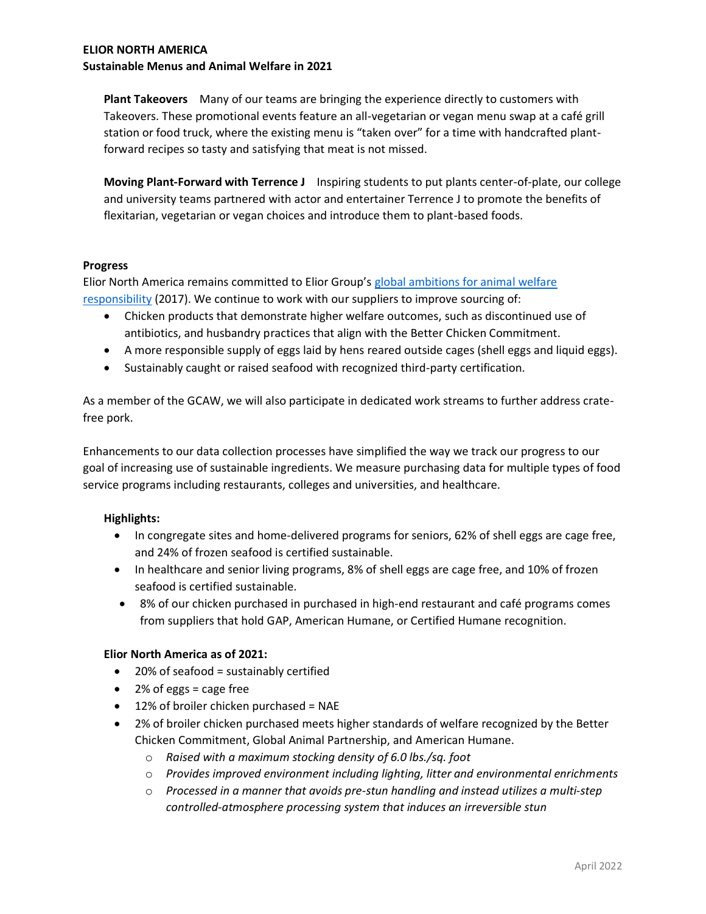**ELIOR NORTH AMERICA**
**Sustainable Menus and Animal Welfare in 2021**

**Plant Takeovers** Many of our teams are bringing the experience directly to customers with Takeovers. These promotional events feature an all-vegetarian or vegan menu swap at a café grill station or food truck, where the existing menu is "taken over" for a time with handcrafted plant-forward recipes so tasty and satisfying that meat is not missed.

**Moving Plant-Forward with Terrence J** Inspiring students to put plants center-of-plate, our college and university teams partnered with actor and entertainer Terrence J to promote the benefits of flexitarian, vegetarian or vegan choices and introduce them to plant-based foods.

**Progress**

Elior North America remains committed to Elior Group's global ambitions for animal welfare responsibility (2017). We continue to work with our suppliers to improve sourcing of:

- Chicken products that demonstrate higher welfare outcomes, such as discontinued use of antibiotics, and husbandry practices that align with the Better Chicken Commitment.
- A more responsible supply of eggs laid by hens reared outside cages (shell eggs and liquid eggs).
- Sustainably caught or raised seafood with recognized third-party certification.

As a member of the GCAW, we will also participate in dedicated work streams to further address crate-free pork.

Enhancements to our data collection processes have simplified the way we track our progress to our goal of increasing use of sustainable ingredients. We measure purchasing data for multiple types of food service programs including restaurants, colleges and universities, and healthcare.

**Highlights:**

- In congregate sites and home-delivered programs for seniors, 62% of shell eggs are cage free, and 24% of frozen seafood is certified sustainable.
- In healthcare and senior living programs, 8% of shell eggs are cage free, and 10% of frozen seafood is certified sustainable.
- 8% of our chicken purchased in purchased in high-end restaurant and café programs comes from suppliers that hold GAP, American Humane, or Certified Humane recognition.

**Elior North America as of 2021:**

- 20% of seafood = sustainably certified
- 2% of eggs = cage free
- 12% of broiler chicken purchased = NAE
- 2% of broiler chicken purchased meets higher standards of welfare recognized by the Better Chicken Commitment, Global Animal Partnership, and American Humane.
  - *Raised with a maximum stocking density of 6.0 lbs./sq. foot*
  - *Provides improved environment including lighting, litter and environmental enrichments*
  - *Processed in a manner that avoids pre-stun handling and instead utilizes a multi-step controlled-atmosphere processing system that induces an irreversible stun*

April 2022